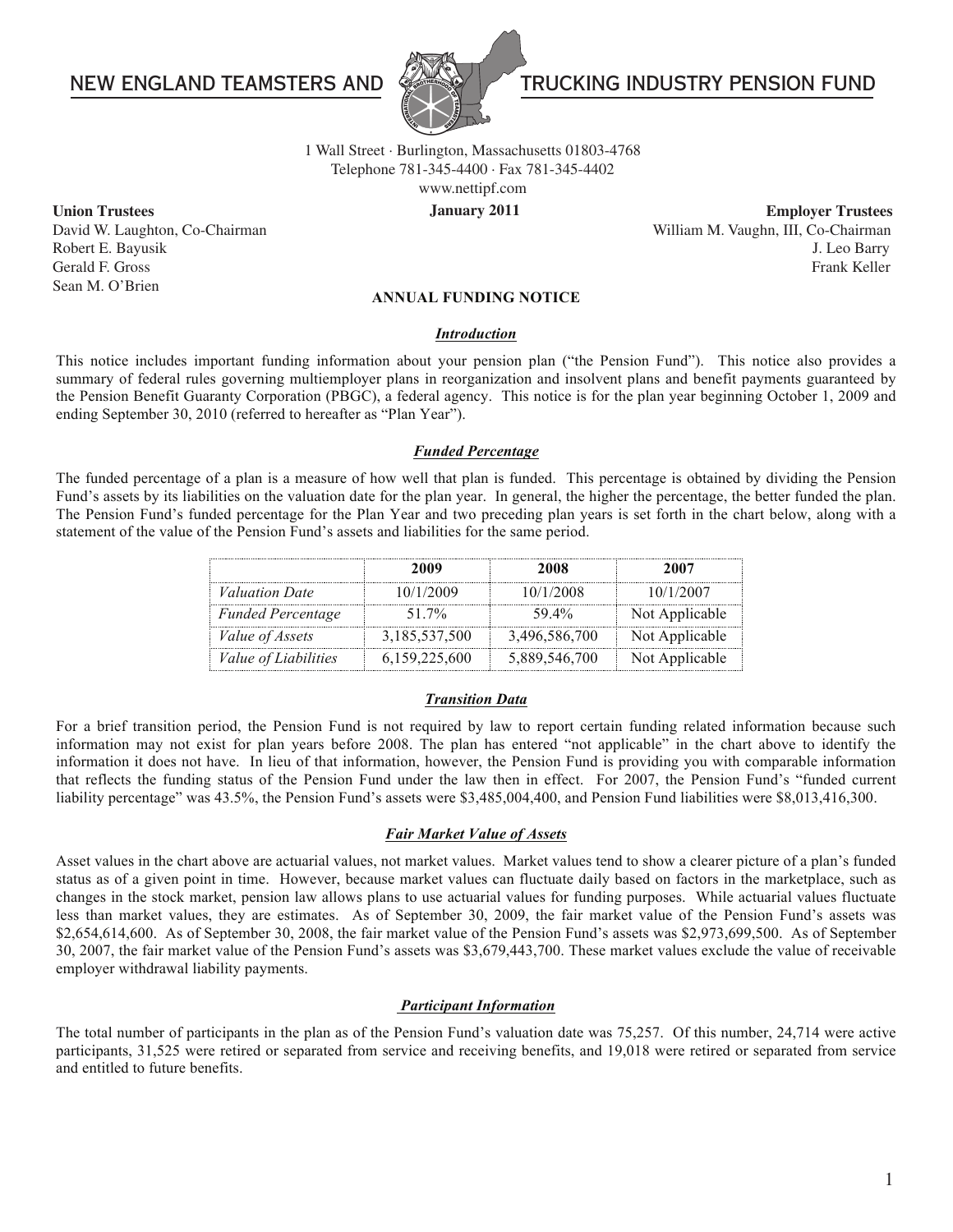# NEW ENGLAND TEAMSTERS AND TRUCKING INDUSTRY PENSION FUND

1 Wall Street · Burlington, Massachusetts 01803-4768
Telephone 781-345-4400 · Fax 781-345-4402
www.nettipf.com

**January 2011**

**Union Trustees**
David W. Laughton, Co-Chairman
Robert E. Bayusik
Gerald F. Gross
Sean M. O'Brien

**Employer Trustees**
William M. Vaughn, III, Co-Chairman
J. Leo Barry
Frank Keller

## ANNUAL FUNDING NOTICE

### *Introduction*

This notice includes important funding information about your pension plan ("the Pension Fund"). This notice also provides a summary of federal rules governing multiemployer plans in reorganization and insolvent plans and benefit payments guaranteed by the Pension Benefit Guaranty Corporation (PBGC), a federal agency. This notice is for the plan year beginning October 1, 2009 and ending September 30, 2010 (referred to hereafter as "Plan Year").

### *Funded Percentage*

The funded percentage of a plan is a measure of how well that plan is funded. This percentage is obtained by dividing the Pension Fund's assets by its liabilities on the valuation date for the plan year. In general, the higher the percentage, the better funded the plan. The Pension Fund's funded percentage for the Plan Year and two preceding plan years is set forth in the chart below, along with a statement of the value of the Pension Fund's assets and liabilities for the same period.

| | 2009 | 2008 | 2007 |
|---|---|---|---|
| *Valuation Date* | 10/1/2009 | 10/1/2008 | 10/1/2007 |
| *Funded Percentage* | 51.7% | 59.4% | Not Applicable |
| *Value of Assets* | 3,185,537,500 | 3,496,586,700 | Not Applicable |
| *Value of Liabilities* | 6,159,225,600 | 5,889,546,700 | Not Applicable |

### *Transition Data*

For a brief transition period, the Pension Fund is not required by law to report certain funding related information because such information may not exist for plan years before 2008. The plan has entered "not applicable" in the chart above to identify the information it does not have. In lieu of that information, however, the Pension Fund is providing you with comparable information that reflects the funding status of the Pension Fund under the law then in effect. For 2007, the Pension Fund's "funded current liability percentage" was 43.5%, the Pension Fund's assets were $3,485,004,400, and Pension Fund liabilities were $8,013,416,300.

### *Fair Market Value of Assets*

Asset values in the chart above are actuarial values, not market values. Market values tend to show a clearer picture of a plan's funded status as of a given point in time. However, because market values can fluctuate daily based on factors in the marketplace, such as changes in the stock market, pension law allows plans to use actuarial values for funding purposes. While actuarial values fluctuate less than market values, they are estimates. As of September 30, 2009, the fair market value of the Pension Fund's assets was $2,654,614,600. As of September 30, 2008, the fair market value of the Pension Fund's assets was $2,973,699,500. As of September 30, 2007, the fair market value of the Pension Fund's assets was $3,679,443,700. These market values exclude the value of receivable employer withdrawal liability payments.

### *Participant Information*

The total number of participants in the plan as of the Pension Fund's valuation date was 75,257. Of this number, 24,714 were active participants, 31,525 were retired or separated from service and receiving benefits, and 19,018 were retired or separated from service and entitled to future benefits.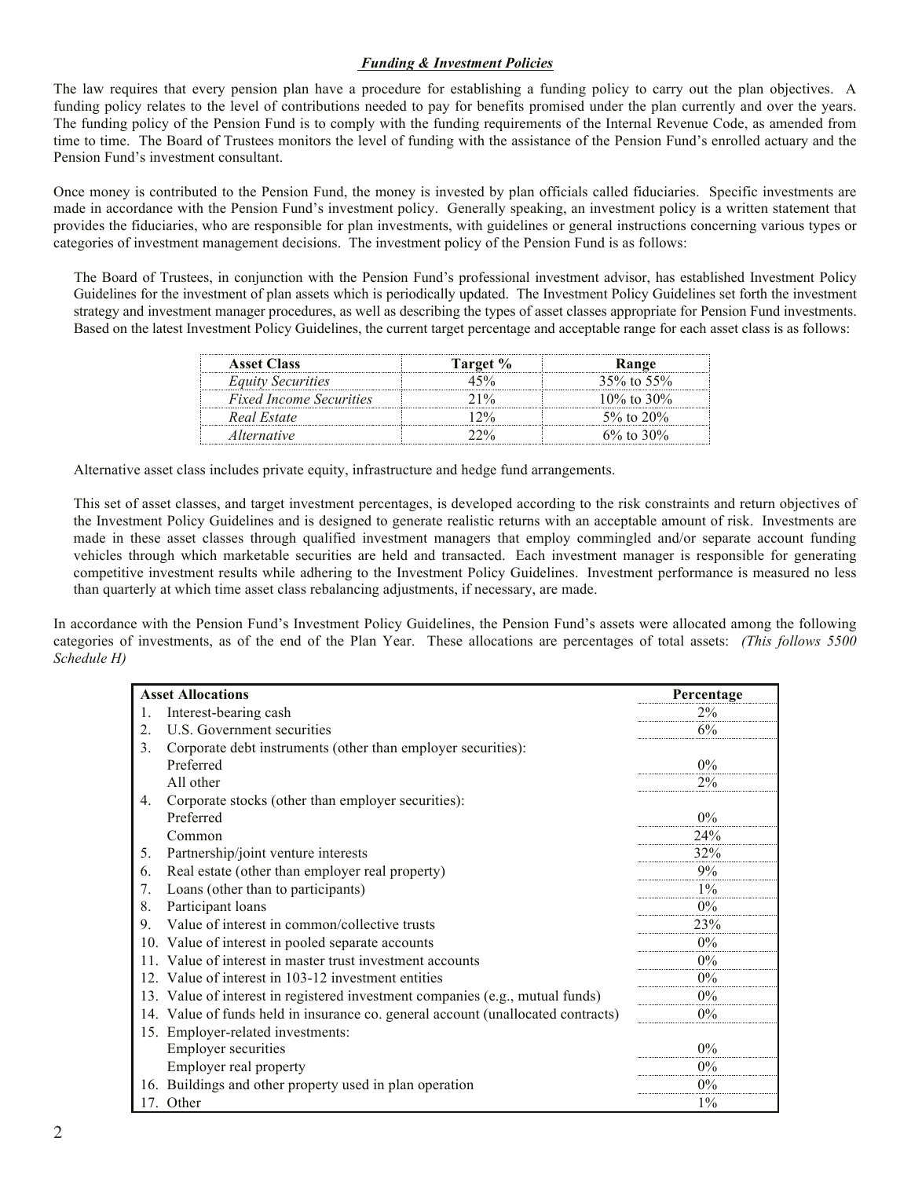***Funding & Investment Policies***

The law requires that every pension plan have a procedure for establishing a funding policy to carry out the plan objectives. A funding policy relates to the level of contributions needed to pay for benefits promised under the plan currently and over the years. The funding policy of the Pension Fund is to comply with the funding requirements of the Internal Revenue Code, as amended from time to time. The Board of Trustees monitors the level of funding with the assistance of the Pension Fund's enrolled actuary and the Pension Fund's investment consultant.

Once money is contributed to the Pension Fund, the money is invested by plan officials called fiduciaries. Specific investments are made in accordance with the Pension Fund's investment policy. Generally speaking, an investment policy is a written statement that provides the fiduciaries, who are responsible for plan investments, with guidelines or general instructions concerning various types or categories of investment management decisions. The investment policy of the Pension Fund is as follows:

The Board of Trustees, in conjunction with the Pension Fund's professional investment advisor, has established Investment Policy Guidelines for the investment of plan assets which is periodically updated. The Investment Policy Guidelines set forth the investment strategy and investment manager procedures, as well as describing the types of asset classes appropriate for Pension Fund investments. Based on the latest Investment Policy Guidelines, the current target percentage and acceptable range for each asset class is as follows:

| Asset Class | Target % | Range |
|---|---|---|
| *Equity Securities* | 45% | 35% to 55% |
| *Fixed Income Securities* | 21% | 10% to 30% |
| *Real Estate* | 12% | 5% to 20% |
| *Alternative* | 22% | 6% to 30% |

Alternative asset class includes private equity, infrastructure and hedge fund arrangements.

This set of asset classes, and target investment percentages, is developed according to the risk constraints and return objectives of the Investment Policy Guidelines and is designed to generate realistic returns with an acceptable amount of risk. Investments are made in these asset classes through qualified investment managers that employ commingled and/or separate account funding vehicles through which marketable securities are held and transacted. Each investment manager is responsible for generating competitive investment results while adhering to the Investment Policy Guidelines. Investment performance is measured no less than quarterly at which time asset class rebalancing adjustments, if necessary, are made.

In accordance with the Pension Fund's Investment Policy Guidelines, the Pension Fund's assets were allocated among the following categories of investments, as of the end of the Plan Year. These allocations are percentages of total assets: *(This follows 5500 Schedule H)*

| Asset Allocations | Percentage |
|---|---|
| 1. Interest-bearing cash | 2% |
| 2. U.S. Government securities | 6% |
| 3. Corporate debt instruments (other than employer securities): | |
| Preferred | 0% |
| All other | 2% |
| 4. Corporate stocks (other than employer securities): | |
| Preferred | 0% |
| Common | 24% |
| 5. Partnership/joint venture interests | 32% |
| 6. Real estate (other than employer real property) | 9% |
| 7. Loans (other than to participants) | 1% |
| 8. Participant loans | 0% |
| 9. Value of interest in common/collective trusts | 23% |
| 10. Value of interest in pooled separate accounts | 0% |
| 11. Value of interest in master trust investment accounts | 0% |
| 12. Value of interest in 103-12 investment entities | 0% |
| 13. Value of interest in registered investment companies (e.g., mutual funds) | 0% |
| 14. Value of funds held in insurance co. general account (unallocated contracts) | 0% |
| 15. Employer-related investments: | |
| Employer securities | 0% |
| Employer real property | 0% |
| 16. Buildings and other property used in plan operation | 0% |
| 17. Other | 1% |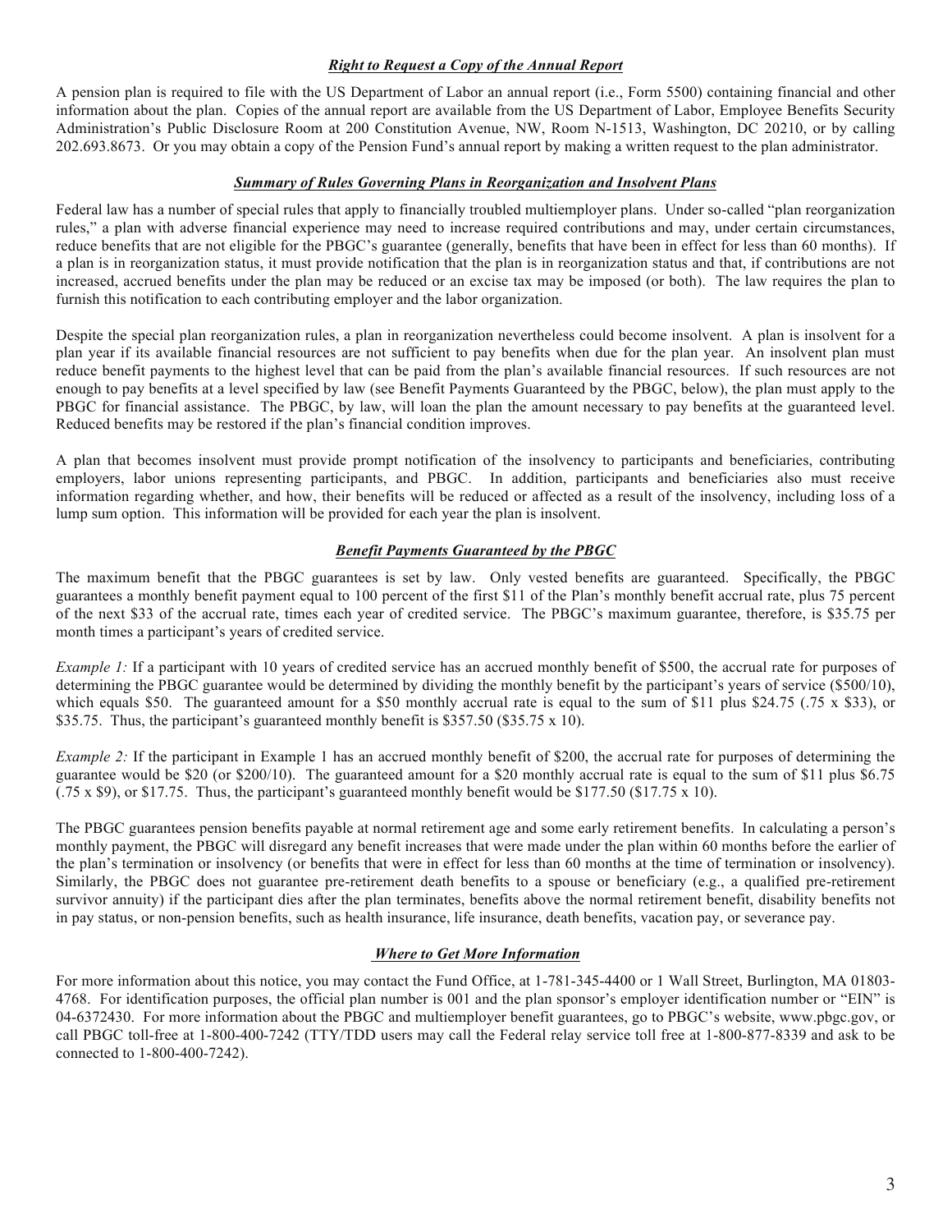### ***Right to Request a Copy of the Annual Report***

A pension plan is required to file with the US Department of Labor an annual report (i.e., Form 5500) containing financial and other information about the plan. Copies of the annual report are available from the US Department of Labor, Employee Benefits Security Administration's Public Disclosure Room at 200 Constitution Avenue, NW, Room N-1513, Washington, DC 20210, or by calling 202.693.8673. Or you may obtain a copy of the Pension Fund's annual report by making a written request to the plan administrator.

### ***Summary of Rules Governing Plans in Reorganization and Insolvent Plans***

Federal law has a number of special rules that apply to financially troubled multiemployer plans. Under so-called "plan reorganization rules," a plan with adverse financial experience may need to increase required contributions and may, under certain circumstances, reduce benefits that are not eligible for the PBGC's guarantee (generally, benefits that have been in effect for less than 60 months). If a plan is in reorganization status, it must provide notification that the plan is in reorganization status and that, if contributions are not increased, accrued benefits under the plan may be reduced or an excise tax may be imposed (or both). The law requires the plan to furnish this notification to each contributing employer and the labor organization.

Despite the special plan reorganization rules, a plan in reorganization nevertheless could become insolvent. A plan is insolvent for a plan year if its available financial resources are not sufficient to pay benefits when due for the plan year. An insolvent plan must reduce benefit payments to the highest level that can be paid from the plan's available financial resources. If such resources are not enough to pay benefits at a level specified by law (see Benefit Payments Guaranteed by the PBGC, below), the plan must apply to the PBGC for financial assistance. The PBGC, by law, will loan the plan the amount necessary to pay benefits at the guaranteed level. Reduced benefits may be restored if the plan's financial condition improves.

A plan that becomes insolvent must provide prompt notification of the insolvency to participants and beneficiaries, contributing employers, labor unions representing participants, and PBGC. In addition, participants and beneficiaries also must receive information regarding whether, and how, their benefits will be reduced or affected as a result of the insolvency, including loss of a lump sum option. This information will be provided for each year the plan is insolvent.

### ***Benefit Payments Guaranteed by the PBGC***

The maximum benefit that the PBGC guarantees is set by law. Only vested benefits are guaranteed. Specifically, the PBGC guarantees a monthly benefit payment equal to 100 percent of the first $11 of the Plan's monthly benefit accrual rate, plus 75 percent of the next $33 of the accrual rate, times each year of credited service. The PBGC's maximum guarantee, therefore, is $35.75 per month times a participant's years of credited service.

*Example 1:* If a participant with 10 years of credited service has an accrued monthly benefit of $500, the accrual rate for purposes of determining the PBGC guarantee would be determined by dividing the monthly benefit by the participant's years of service ($500/10), which equals $50. The guaranteed amount for a $50 monthly accrual rate is equal to the sum of $11 plus $24.75 (.75 x $33), or $35.75. Thus, the participant's guaranteed monthly benefit is $357.50 ($35.75 x 10).

*Example 2:* If the participant in Example 1 has an accrued monthly benefit of $200, the accrual rate for purposes of determining the guarantee would be $20 (or $200/10). The guaranteed amount for a $20 monthly accrual rate is equal to the sum of $11 plus $6.75 (.75 x $9), or $17.75. Thus, the participant's guaranteed monthly benefit would be $177.50 ($17.75 x 10).

The PBGC guarantees pension benefits payable at normal retirement age and some early retirement benefits. In calculating a person's monthly payment, the PBGC will disregard any benefit increases that were made under the plan within 60 months before the earlier of the plan's termination or insolvency (or benefits that were in effect for less than 60 months at the time of termination or insolvency). Similarly, the PBGC does not guarantee pre-retirement death benefits to a spouse or beneficiary (e.g., a qualified pre-retirement survivor annuity) if the participant dies after the plan terminates, benefits above the normal retirement benefit, disability benefits not in pay status, or non-pension benefits, such as health insurance, life insurance, death benefits, vacation pay, or severance pay.

### ***Where to Get More Information***

For more information about this notice, you may contact the Fund Office, at 1-781-345-4400 or 1 Wall Street, Burlington, MA 01803-4768. For identification purposes, the official plan number is 001 and the plan sponsor's employer identification number or "EIN" is 04-6372430. For more information about the PBGC and multiemployer benefit guarantees, go to PBGC's website, www.pbgc.gov, or call PBGC toll-free at 1-800-400-7242 (TTY/TDD users may call the Federal relay service toll free at 1-800-877-8339 and ask to be connected to 1-800-400-7242).